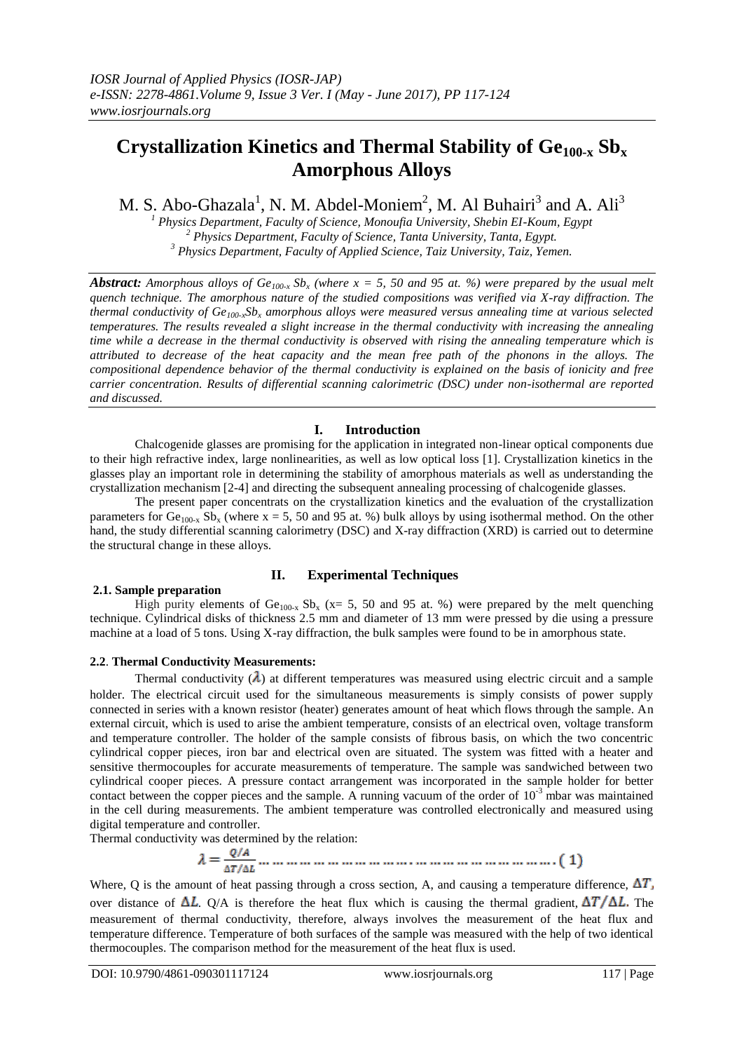# Crystallization Kinetics and Thermal Stability of $Ge_{100-x}$ $Sb_x$ Amorphous Alloys

M. S. Abo-Ghazala[1], N. M. Abdel-Moniem[2], M. Al Buhairi[3] and A. Ali[3]

[1] Physics Department, Faculty of Science, Monoufia University, Shebin EI-Koum, Egypt
[2] Physics Department, Faculty of Science, Tanta University, Tanta, Egypt.
[3] Physics Department, Faculty of Applied Science, Taiz University, Taiz, Yemen.

***Abstract:*** *Amorphous alloys of $Ge_{100-x}$ $Sb_x$ (where x = 5, 50 and 95 at. %) were prepared by the usual melt quench technique. The amorphous nature of the studied compositions was verified via X-ray diffraction. The thermal conductivity of $Ge_{100-x}Sb_x$ amorphous alloys were measured versus annealing time at various selected temperatures. The results revealed a slight increase in the thermal conductivity with increasing the annealing time while a decrease in the thermal conductivity is observed with rising the annealing temperature which is attributed to decrease of the heat capacity and the mean free path of the phonons in the alloys. The compositional dependence behavior of the thermal conductivity is explained on the basis of ionicity and free carrier concentration. Results of differential scanning calorimetric (DSC) under non-isothermal are reported and discussed.*

## I. Introduction

Chalcogenide glasses are promising for the application in integrated non-linear optical components due to their high refractive index, large nonlinearities, as well as low optical loss [1]. Crystallization kinetics in the glasses play an important role in determining the stability of amorphous materials as well as understanding the crystallization mechanism [2-4] and directing the subsequent annealing processing of chalcogenide glasses.

The present paper concentrats on the crystallization kinetics and the evaluation of the crystallization parameters for $Ge_{100-x}$ $Sb_x$ (where x = 5, 50 and 95 at. %) bulk alloys by using isothermal method. On the other hand, the study differential scanning calorimetry (DSC) and X-ray diffraction (XRD) is carried out to determine the structural change in these alloys.

## II. Experimental Techniques

### 2.1. Sample preparation

High purity elements of $Ge_{100-x}$ $Sb_x$ (x= 5, 50 and 95 at. %) were prepared by the melt quenching technique. Cylindrical disks of thickness 2.5 mm and diameter of 13 mm were pressed by die using a pressure machine at a load of 5 tons. Using X-ray diffraction, the bulk samples were found to be in amorphous state.

### 2.2. Thermal Conductivity Measurements:

Thermal conductivity ($\lambda$) at different temperatures was measured using electric circuit and a sample holder. The electrical circuit used for the simultaneous measurements is simply consists of power supply connected in series with a known resistor (heater) generates amount of heat which flows through the sample. An external circuit, which is used to arise the ambient temperature, consists of an electrical oven, voltage transform and temperature controller. The holder of the sample consists of fibrous basis, on which the two concentric cylindrical copper pieces, iron bar and electrical oven are situated. The system was fitted with a heater and sensitive thermocouples for accurate measurements of temperature. The sample was sandwiched between two cylindrical cooper pieces. A pressure contact arrangement was incorporated in the sample holder for better contact between the copper pieces and the sample. A running vacuum of the order of $10^{-3}$ mbar was maintained in the cell during measurements. The ambient temperature was controlled electronically and measured using digital temperature and controller.

Thermal conductivity was determined by the relation:

$$\lambda = \frac{Q/A}{\Delta T/\Delta L} \quad (1)$$

Where, Q is the amount of heat passing through a cross section, A, and causing a temperature difference, $\Delta T$, over distance of $\Delta L$. Q/A is therefore the heat flux which is causing the thermal gradient, $\Delta T/\Delta L$. The measurement of thermal conductivity, therefore, always involves the measurement of the heat flux and temperature difference. Temperature of both surfaces of the sample was measured with the help of two identical thermocouples. The comparison method for the measurement of the heat flux is used.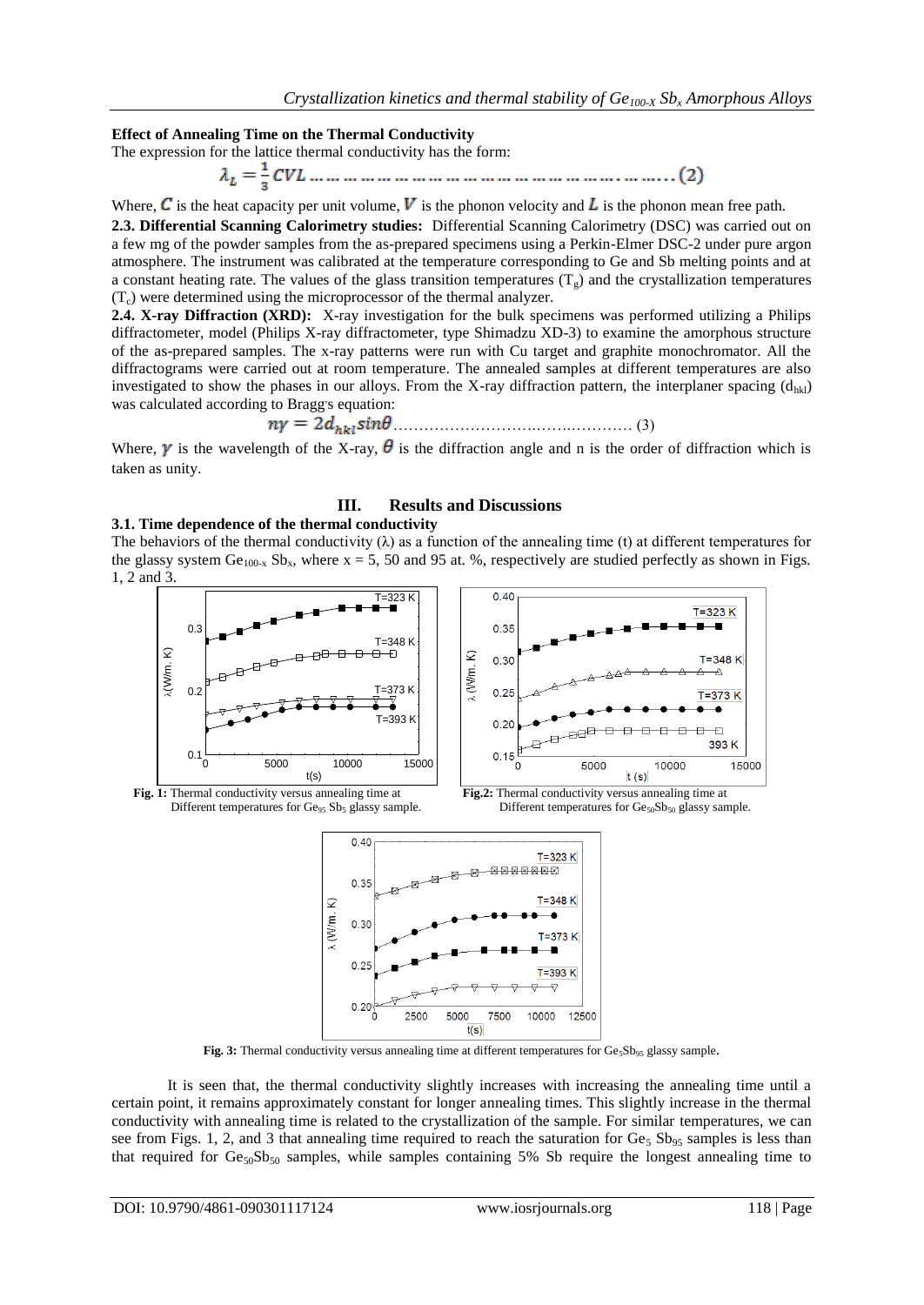**Effect of Annealing Time on the Thermal Conductivity**

The expression for the lattice thermal conductivity has the form:

$$\lambda_L = \frac{1}{3} CVL \ldots\ldots\ldots\ldots\ldots\ldots\ldots\ldots\ldots\ldots\ldots\ldots\ldots\ldots\ldots\ldots\ldots (2)$$

Where, $C$ is the heat capacity per unit volume, $V$ is the phonon velocity and $L$ is the phonon mean free path.

**2.3. Differential Scanning Calorimetry studies:** Differential Scanning Calorimetry (DSC) was carried out on a few mg of the powder samples from the as-prepared specimens using a Perkin-Elmer DSC-2 under pure argon atmosphere. The instrument was calibrated at the temperature corresponding to Ge and Sb melting points and at a constant heating rate. The values of the glass transition temperatures ($T_g$) and the crystallization temperatures ($T_c$) were determined using the microprocessor of the thermal analyzer.

**2.4. X-ray Diffraction (XRD):** X-ray investigation for the bulk specimens was performed utilizing a Philips diffractometer, model (Philips X-ray diffractometer, type Shimadzu XD-3) to examine the amorphous structure of the as-prepared samples. The x-ray patterns were run with Cu target and graphite monochromator. All the diffractograms were carried out at room temperature. The annealed samples at different temperatures are also investigated to show the phases in our alloys. From the X-ray diffraction pattern, the interplaner spacing ($d_{hkl}$) was calculated according to Bragg's equation:

$$n\gamma = 2d_{hkl}\sin\theta \ldots\ldots\ldots\ldots\ldots\ldots\ldots\ldots\ldots\ldots\ldots (3)$$

Where, $\gamma$ is the wavelength of the X-ray, $\theta$ is the diffraction angle and n is the order of diffraction which is taken as unity.

## III. Results and Discussions

### 3.1. Time dependence of the thermal conductivity

The behaviors of the thermal conductivity ($\lambda$) as a function of the annealing time (t) at different temperatures for the glassy system $Ge_{100-x}Sb_x$, where x = 5, 50 and 95 at. %, respectively are studied perfectly as shown in Figs. 1, 2 and 3.

**Fig. 1:** Thermal conductivity versus annealing time at Different temperatures for $Ge_{95}Sb_5$ glassy sample.

**Fig.2:** Thermal conductivity versus annealing time at Different temperatures for $Ge_{50}Sb_{50}$ glassy sample.

**Fig. 3:** Thermal conductivity versus annealing time at different temperatures for $Ge_5Sb_{95}$ glassy sample.

It is seen that, the thermal conductivity slightly increases with increasing the annealing time until a certain point, it remains approximately constant for longer annealing times. This slightly increase in the thermal conductivity with annealing time is related to the crystallization of the sample. For similar temperatures, we can see from Figs. 1, 2, and 3 that annealing time required to reach the saturation for $Ge_5Sb_{95}$ samples is less than that required for $Ge_{50}Sb_{50}$ samples, while samples containing 5% Sb require the longest annealing time to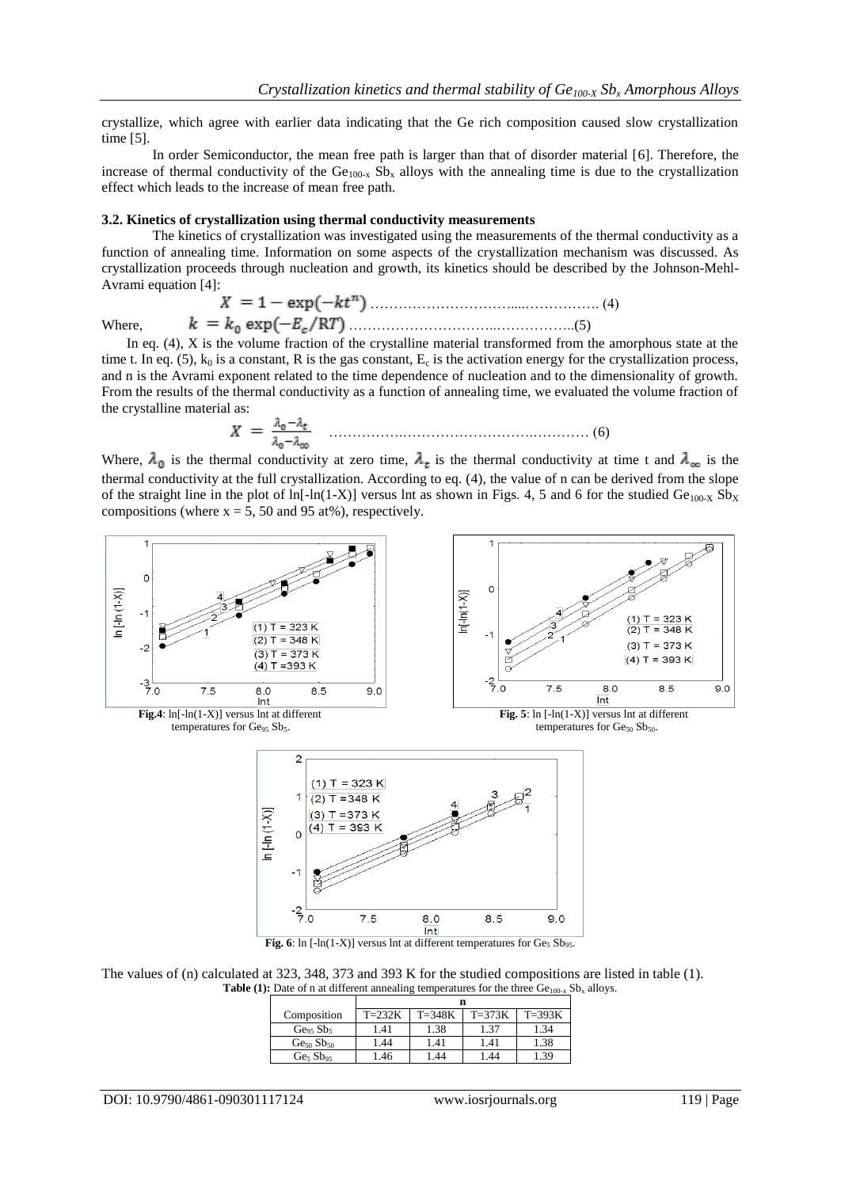crystallize, which agree with earlier data indicating that the Ge rich composition caused slow crystallization time [5].

In order Semiconductor, the mean free path is larger than that of disorder material [6]. Therefore, the increase of thermal conductivity of the $Ge_{100-x}$ $Sb_x$ alloys with the annealing time is due to the crystallization effect which leads to the increase of mean free path.

### 3.2. Kinetics of crystallization using thermal conductivity measurements

The kinetics of crystallization was investigated using the measurements of the thermal conductivity as a function of annealing time. Information on some aspects of the crystallization mechanism was discussed. As crystallization proceeds through nucleation and growth, its kinetics should be described by the Johnson-Mehl-Avrami equation [4]:

$$X = 1 - \exp(-kt^n) \quad \text{.......................................} (4)$$

Where, $$k = k_0 \exp(-E_c/RT) \quad \text{.......................................} (5)$$

In eq. (4), X is the volume fraction of the crystalline material transformed from the amorphous state at the time t. In eq. (5), $k_0$ is a constant, R is the gas constant, $E_c$ is the activation energy for the crystallization process, and n is the Avrami exponent related to the time dependence of nucleation and to the dimensionality of growth. From the results of the thermal conductivity as a function of annealing time, we evaluated the volume fraction of the crystalline material as:

$$X = \frac{\lambda_0 - \lambda_t}{\lambda_0 - \lambda_\infty} \quad \text{.......................................} (6)$$

Where, $\lambda_0$ is the thermal conductivity at zero time, $\lambda_t$ is the thermal conductivity at time t and $\lambda_\infty$ is the thermal conductivity at the full crystallization. According to eq. (4), the value of n can be derived from the slope of the straight line in the plot of ln[-ln(1-X)] versus lnt as shown in Figs. 4, 5 and 6 for the studied $Ge_{100-X}$ $Sb_X$ compositions (where x = 5, 50 and 95 at%), respectively.

**Fig.4**: ln[-ln(1-X)] versus lnt at different temperatures for $Ge_{95}$ $Sb_5$.

**Fig. 5**: ln [-ln(1-X)] versus lnt at different temperatures for $Ge_{50}$ $Sb_{50}$.

**Fig. 6**: ln [-ln(1-X)] versus lnt at different temperatures for $Ge_5$ $Sb_{95}$.

The values of (n) calculated at 323, 348, 373 and 393 K for the studied compositions are listed in table (1).

**Table (1):** Date of n at different annealing temperatures for the three $Ge_{100-x}$ $Sb_x$ alloys.

| Composition | n | | | |
|---|---|---|---|---|
| | T=232K | T=348K | T=373K | T=393K |
| $Ge_{95}$ $Sb_5$ | 1.41 | 1.38 | 1.37 | 1.34 |
| $Ge_{50}$ $Sb_{50}$ | 1.44 | 1.41 | 1.41 | 1.38 |
| $Ge_5$ $Sb_{95}$ | 1.46 | 1.44 | 1.44 | 1.39 |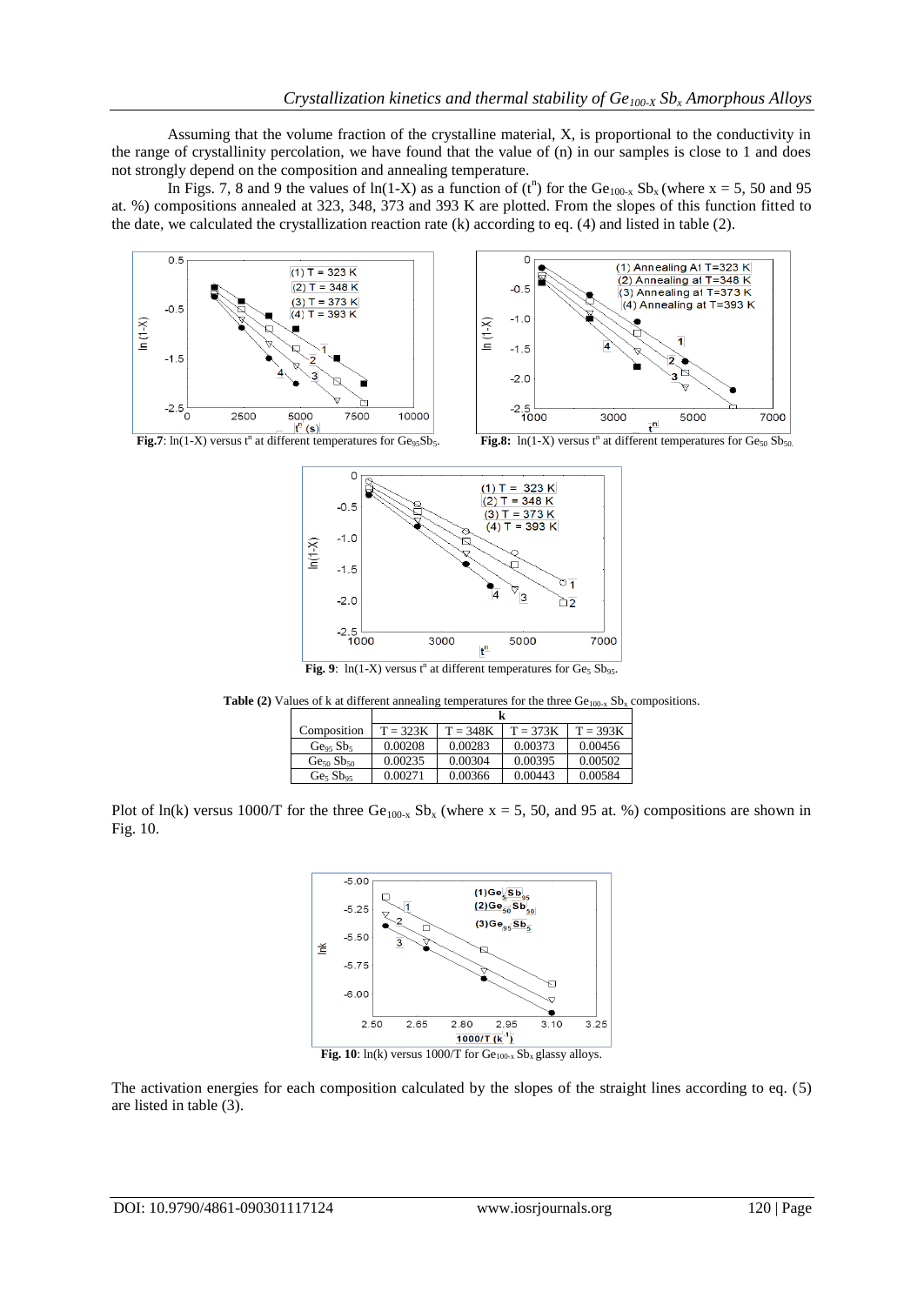Assuming that the volume fraction of the crystalline material, X, is proportional to the conductivity in the range of crystallinity percolation, we have found that the value of (n) in our samples is close to 1 and does not strongly depend on the composition and annealing temperature.

In Figs. 7, 8 and 9 the values of ln(1-X) as a function of ($t^n$) for the $Ge_{100-x}$ $Sb_x$ (where x = 5, 50 and 95 at. %) compositions annealed at 323, 348, 373 and 393 K are plotted. From the slopes of this function fitted to the date, we calculated the crystallization reaction rate (k) according to eq. (4) and listed in table (2).

**Fig.7**: ln(1-X) versus $t^n$ at different temperatures for $Ge_{95}Sb_5$.

**Fig.8:** ln(1-X) versus $t^n$ at different temperatures for $Ge_{50}$ $Sb_{50}$.

**Fig. 9**: ln(1-X) versus $t^n$ at different temperatures for $Ge_5$ $Sb_{95}$.

**Table (2)** Values of k at different annealing temperatures for the three $Ge_{100-x}$ $Sb_x$ compositions.

| Composition | k | | | |
|---|---|---|---|---|
| | T = 323K | T = 348K | T = 373K | T = 393K |
| $Ge_{95}$ $Sb_5$ | 0.00208 | 0.00283 | 0.00373 | 0.00456 |
| $Ge_{50}$ $Sb_{50}$ | 0.00235 | 0.00304 | 0.00395 | 0.00502 |
| $Ge_5$ $Sb_{95}$ | 0.00271 | 0.00366 | 0.00443 | 0.00584 |

Plot of ln(k) versus 1000/T for the three $Ge_{100-x}$ $Sb_x$ (where x = 5, 50, and 95 at. %) compositions are shown in Fig. 10.

**Fig. 10**: ln(k) versus 1000/T for $Ge_{100-x}$ $Sb_x$ glassy alloys.

The activation energies for each composition calculated by the slopes of the straight lines according to eq. (5) are listed in table (3).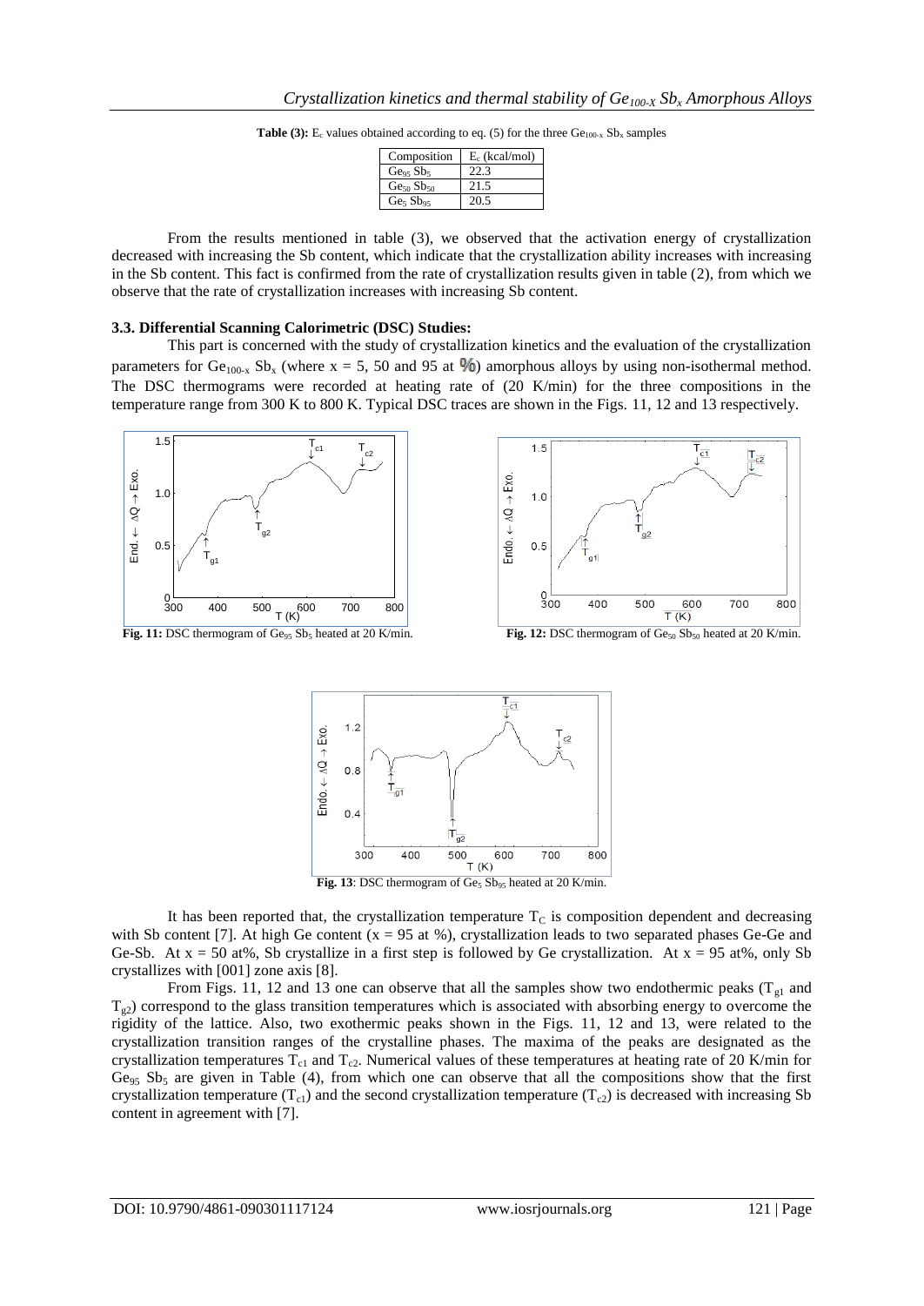**Table (3):** $E_c$ values obtained according to eq. (5) for the three $Ge_{100-x}$ $Sb_x$ samples

| Composition | $E_c$ (kcal/mol) |
|---|---|
| $Ge_{95}$ $Sb_5$ | 22.3 |
| $Ge_{50}$ $Sb_{50}$ | 21.5 |
| $Ge_5$ $Sb_{95}$ | 20.5 |

From the results mentioned in table (3), we observed that the activation energy of crystallization decreased with increasing the Sb content, which indicate that the crystallization ability increases with increasing in the Sb content. This fact is confirmed from the rate of crystallization results given in table (2), from which we observe that the rate of crystallization increases with increasing Sb content.

### 3.3. Differential Scanning Calorimetric (DSC) Studies:

This part is concerned with the study of crystallization kinetics and the evaluation of the crystallization parameters for $Ge_{100-x}$ $Sb_x$ (where x = 5, 50 and 95 at %) amorphous alloys by using non-isothermal method. The DSC thermograms were recorded at heating rate of (20 K/min) for the three compositions in the temperature range from 300 K to 800 K. Typical DSC traces are shown in the Figs. 11, 12 and 13 respectively.

**Fig. 11:** DSC thermogram of $Ge_{95}$ $Sb_5$ heated at 20 K/min.

**Fig. 12:** DSC thermogram of $Ge_{50}$ $Sb_{50}$ heated at 20 K/min.

**Fig. 13**: DSC thermogram of $Ge_5$ $Sb_{95}$ heated at 20 K/min.

It has been reported that, the crystallization temperature $T_C$ is composition dependent and decreasing with Sb content [7]. At high Ge content (x = 95 at %), crystallization leads to two separated phases Ge-Ge and Ge-Sb. At x = 50 at%, Sb crystallize in a first step is followed by Ge crystallization. At x = 95 at%, only Sb crystallizes with [001] zone axis [8].

From Figs. 11, 12 and 13 one can observe that all the samples show two endothermic peaks ($T_{g1}$ and $T_{g2}$) correspond to the glass transition temperatures which is associated with absorbing energy to overcome the rigidity of the lattice. Also, two exothermic peaks shown in the Figs. 11, 12 and 13, were related to the crystallization transition ranges of the crystalline phases. The maxima of the peaks are designated as the crystallization temperatures $T_{c1}$ and $T_{c2}$. Numerical values of these temperatures at heating rate of 20 K/min for $Ge_{95}$ $Sb_5$ are given in Table (4), from which one can observe that all the compositions show that the first crystallization temperature ($T_{c1}$) and the second crystallization temperature ($T_{c2}$) is decreased with increasing Sb content in agreement with [7].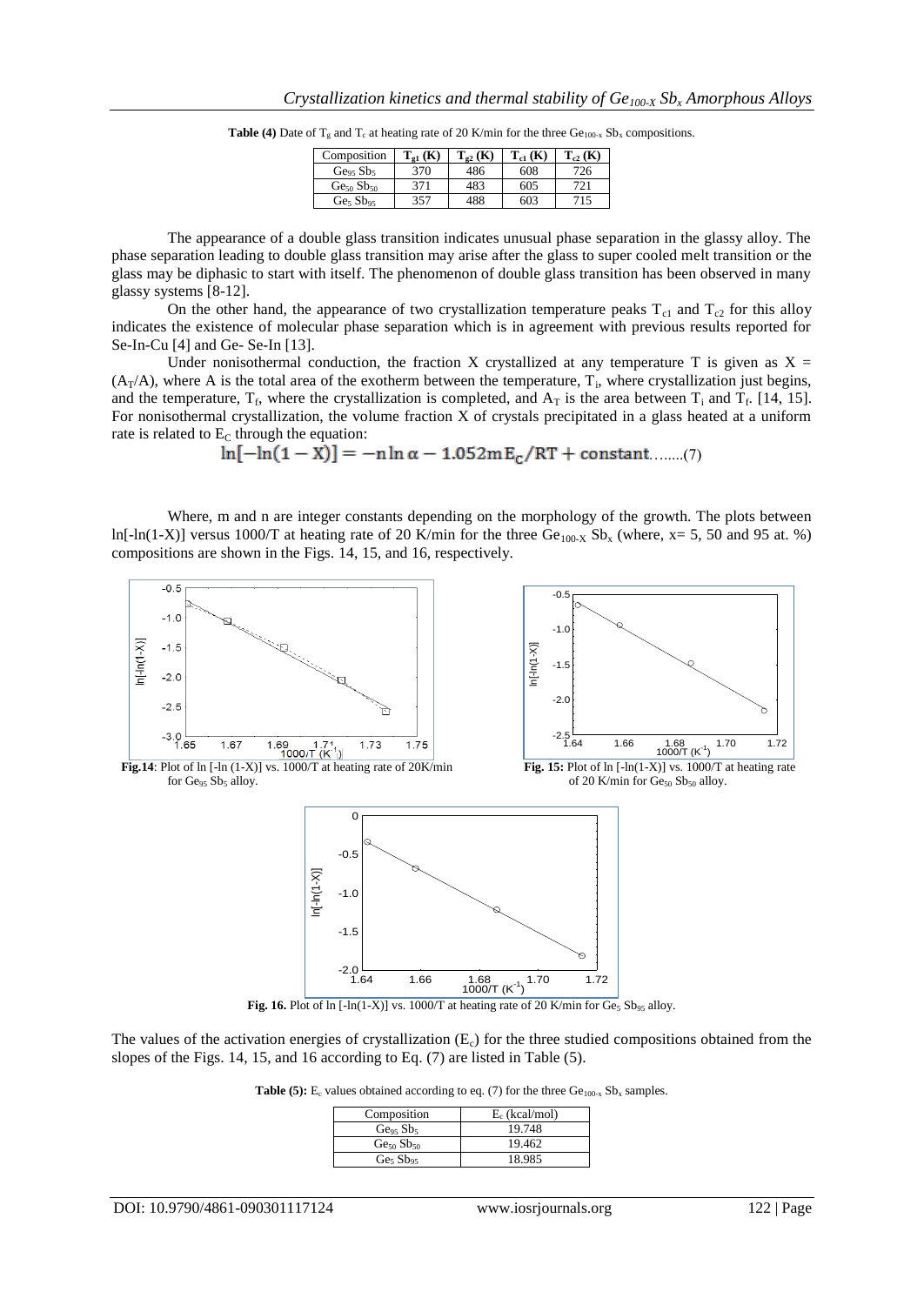**Table (4)** Date of $T_g$ and $T_c$ at heating rate of 20 K/min for the three $Ge_{100-x}\,Sb_x$ compositions.

| Composition | $T_{g1}$ (K) | $T_{g2}$ (K) | $T_{c1}$ (K) | $T_{c2}$ (K) |
|---|---|---|---|---|
| $Ge_{95}\,Sb_5$ | 370 | 486 | 608 | 726 |
| $Ge_{50}\,Sb_{50}$ | 371 | 483 | 605 | 721 |
| $Ge_5\,Sb_{95}$ | 357 | 488 | 603 | 715 |

The appearance of a double glass transition indicates unusual phase separation in the glassy alloy. The phase separation leading to double glass transition may arise after the glass to super cooled melt transition or the glass may be diphasic to start with itself. The phenomenon of double glass transition has been observed in many glassy systems [8-12].

On the other hand, the appearance of two crystallization temperature peaks $T_{c1}$ and $T_{c2}$ for this alloy indicates the existence of molecular phase separation which is in agreement with previous results reported for Se-In-Cu [4] and Ge- Se-In [13].

Under nonisothermal conduction, the fraction X crystallized at any temperature T is given as $X = (A_T/A)$, where A is the total area of the exotherm between the temperature, $T_i$, where crystallization just begins, and the temperature, $T_f$, where the crystallization is completed, and $A_T$ is the area between $T_i$ and $T_f$. [14, 15]. For nonisothermal crystallization, the volume fraction X of crystals precipitated in a glass heated at a uniform rate is related to $E_C$ through the equation:

$$\ln[-\ln(1-X)] = -n\ln\alpha - 1.052\,m\,E_c/RT + \text{constant} \quad \text{........(7)}$$

Where, m and n are integer constants depending on the morphology of the growth. The plots between ln[-ln(1-X)] versus 1000/T at heating rate of 20 K/min for the three $Ge_{100-X}\,Sb_x$ (where, x= 5, 50 and 95 at. %) compositions are shown in the Figs. 14, 15, and 16, respectively.

**Fig.14**: Plot of ln [-ln (1-X)] vs. 1000/T at heating rate of 20K/min for $Ge_{95}\,Sb_5$ alloy.

**Fig. 15:** Plot of ln [-ln(1-X)] vs. 1000/T at heating rate of 20 K/min for $Ge_{50}\,Sb_{50}$ alloy.

**Fig. 16.** Plot of ln [-ln(1-X)] vs. 1000/T at heating rate of 20 K/min for $Ge_5\,Sb_{95}$ alloy.

The values of the activation energies of crystallization ($E_c$) for the three studied compositions obtained from the slopes of the Figs. 14, 15, and 16 according to Eq. (7) are listed in Table (5).

**Table (5):** $E_c$ values obtained according to eq. (7) for the three $Ge_{100-x}\,Sb_x$ samples.

| Composition | $E_c$ (kcal/mol) |
|---|---|
| $Ge_{95}\,Sb_5$ | 19.748 |
| $Ge_{50}\,Sb_{50}$ | 19.462 |
| $Ge_5\,Sb_{95}$ | 18.985 |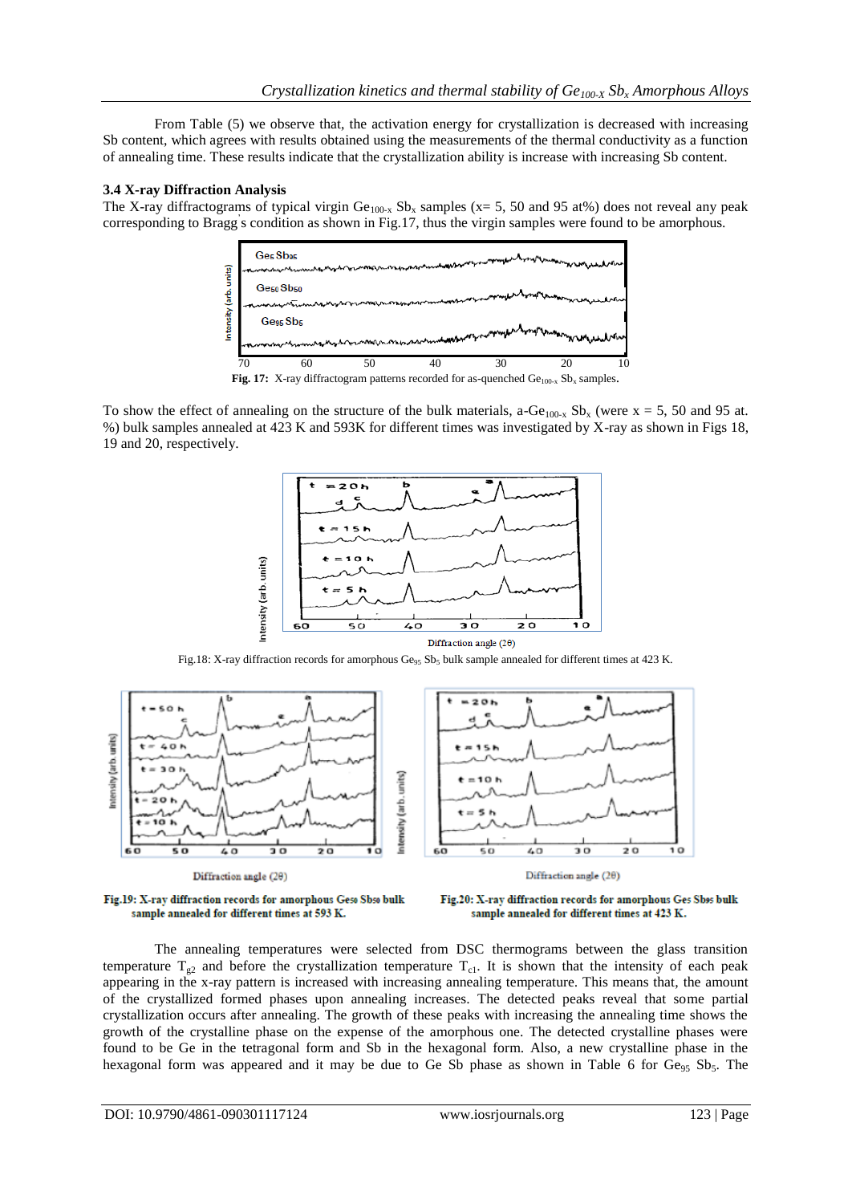From Table (5) we observe that, the activation energy for crystallization is decreased with increasing Sb content, which agrees with results obtained using the measurements of the thermal conductivity as a function of annealing time. These results indicate that the crystallization ability is increase with increasing Sb content.

### 3.4 X-ray Diffraction Analysis

The X-ray diffractograms of typical virgin $Ge_{100-x}$ $Sb_x$ samples (x= 5, 50 and 95 at%) does not reveal any peak corresponding to Bragg's condition as shown in Fig.17, thus the virgin samples were found to be amorphous.

**Fig. 17:** X-ray diffractogram patterns recorded for as-quenched $Ge_{100-x}$ $Sb_x$ samples.

To show the effect of annealing on the structure of the bulk materials, a-$Ge_{100-x}$ $Sb_x$ (were x = 5, 50 and 95 at. %) bulk samples annealed at 423 K and 593K for different times was investigated by X-ray as shown in Figs 18, 19 and 20, respectively.

Fig.18: X-ray diffraction records for amorphous $Ge_{95}$ $Sb_5$ bulk sample annealed for different times at 423 K.

**Fig.19: X-ray diffraction records for amorphous $Ge_{50}$ $Sb_{50}$ bulk sample annealed for different times at 593 K.**

**Fig.20: X-ray diffraction records for amorphous $Ge_5$ $Sb_{95}$ bulk sample annealed for different times at 423 K.**

The annealing temperatures were selected from DSC thermograms between the glass transition temperature $T_{g2}$ and before the crystallization temperature $T_{c1}$. It is shown that the intensity of each peak appearing in the x-ray pattern is increased with increasing annealing temperature. This means that, the amount of the crystallized formed phases upon annealing increases. The detected peaks reveal that some partial crystallization occurs after annealing. The growth of these peaks with increasing the annealing time shows the growth of the crystalline phase on the expense of the amorphous one. The detected crystalline phases were found to be Ge in the tetragonal form and Sb in the hexagonal form. Also, a new crystalline phase in the hexagonal form was appeared and it may be due to Ge Sb phase as shown in Table 6 for $Ge_{95}$ $Sb_5$. The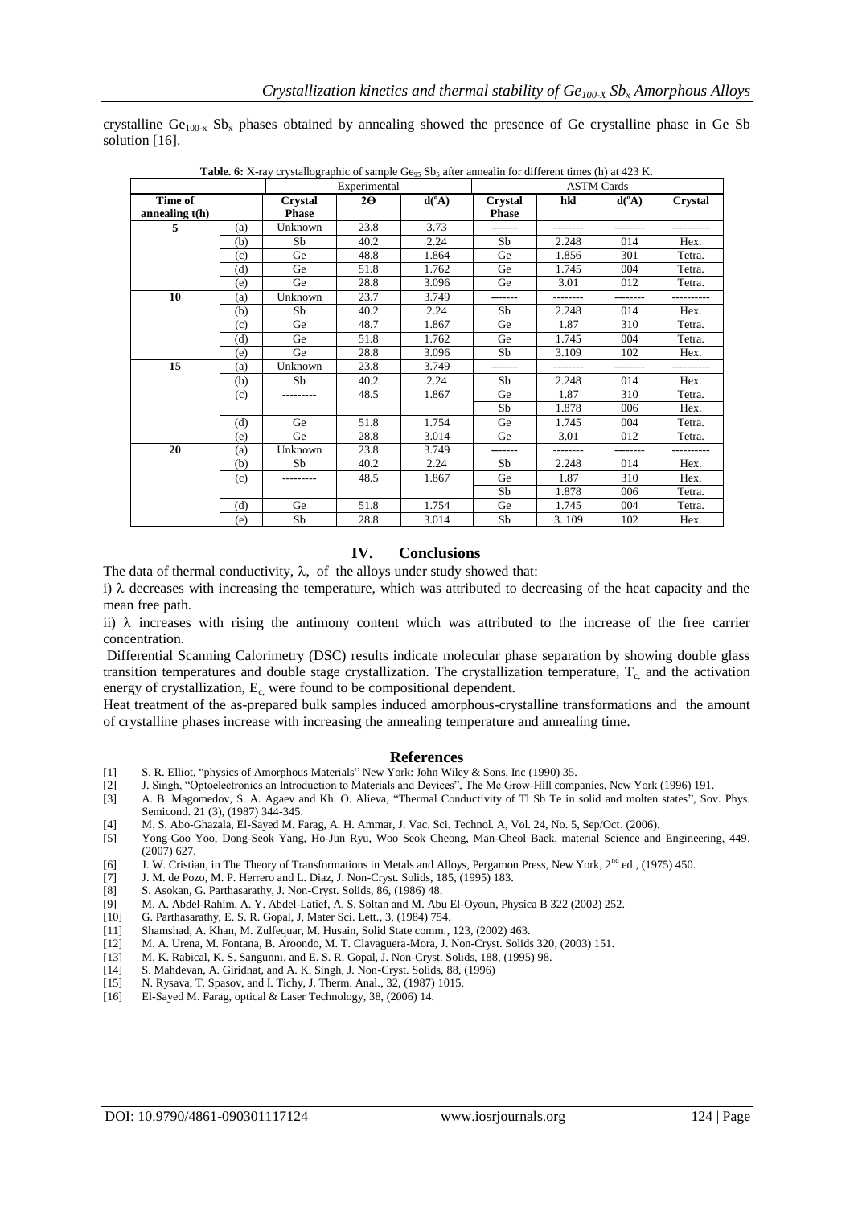crystalline $Ge_{100-x}$ $Sb_x$ phases obtained by annealing showed the presence of Ge crystalline phase in Ge Sb solution [16].

**Table. 6:** X-ray crystallographic of sample $Ge_{95}$ $Sb_5$ after annealin for different times (h) at 423 K.

| | | Experimental | | | ASTM Cards | | | |
|---|---|---|---|---|---|---|---|---|
| **Time of annealing t(h)** | | **Crystal Phase** | **2Θ** | **d(°A)** | **Crystal Phase** | **hkl** | **d(°A)** | **Crystal** |
| **5** | (a) | Unknown | 23.8 | 3.73 | ------- | -------- | -------- | ---------- |
| | (b) | Sb | 40.2 | 2.24 | Sb | 2.248 | 014 | Hex. |
| | (c) | Ge | 48.8 | 1.864 | Ge | 1.856 | 301 | Tetra. |
| | (d) | Ge | 51.8 | 1.762 | Ge | 1.745 | 004 | Tetra. |
| | (e) | Ge | 28.8 | 3.096 | Ge | 3.01 | 012 | Tetra. |
| **10** | (a) | Unknown | 23.7 | 3.749 | ------- | -------- | -------- | ---------- |
| | (b) | Sb | 40.2 | 2.24 | Sb | 2.248 | 014 | Hex. |
| | (c) | Ge | 48.7 | 1.867 | Ge | 1.87 | 310 | Tetra. |
| | (d) | Ge | 51.8 | 1.762 | Ge | 1.745 | 004 | Tetra. |
| | (e) | Ge | 28.8 | 3.096 | Sb | 3.109 | 102 | Hex. |
| **15** | (a) | Unknown | 23.8 | 3.749 | ------- | -------- | -------- | ---------- |
| | (b) | Sb | 40.2 | 2.24 | Sb | 2.248 | 014 | Hex. |
| | (c) | --------- | 48.5 | 1.867 | Ge | 1.87 | 310 | Tetra. |
| | | | | | Sb | 1.878 | 006 | Hex. |
| | (d) | Ge | 51.8 | 1.754 | Ge | 1.745 | 004 | Tetra. |
| | (e) | Ge | 28.8 | 3.014 | Ge | 3.01 | 012 | Tetra. |
| **20** | (a) | Unknown | 23.8 | 3.749 | ------- | -------- | -------- | ---------- |
| | (b) | Sb | 40.2 | 2.24 | Sb | 2.248 | 014 | Hex. |
| | (c) | --------- | 48.5 | 1.867 | Ge | 1.87 | 310 | Hex. |
| | | | | | Sb | 1.878 | 006 | Tetra. |
| | (d) | Ge | 51.8 | 1.754 | Ge | 1.745 | 004 | Tetra. |
| | (e) | Sb | 28.8 | 3.014 | Sb | 3. 109 | 102 | Hex. |

## IV. Conclusions

The data of thermal conductivity, $\lambda$, of the alloys under study showed that:

i) $\lambda$ decreases with increasing the temperature, which was attributed to decreasing of the heat capacity and the mean free path.

ii) $\lambda$ increases with rising the antimony content which was attributed to the increase of the free carrier concentration.

Differential Scanning Calorimetry (DSC) results indicate molecular phase separation by showing double glass transition temperatures and double stage crystallization. The crystallization temperature, $T_c$, and the activation energy of crystallization, $E_c$, were found to be compositional dependent.

Heat treatment of the as-prepared bulk samples induced amorphous-crystalline transformations and the amount of crystalline phases increase with increasing the annealing temperature and annealing time.

## References

[1] S. R. Elliot, "physics of Amorphous Materials" New York: John Wiley & Sons, Inc (1990) 35.
[2] J. Singh, "Optoelectronics an Introduction to Materials and Devices", The Mc Grow-Hill companies, New York (1996) 191.
[3] A. B. Magomedov, S. A. Agaev and Kh. O. Alieva, "Thermal Conductivity of Tl Sb Te in solid and molten states", Sov. Phys. Semicond. 21 (3), (1987) 344-345.
[4] M. S. Abo-Ghazala, El-Sayed M. Farag, A. H. Ammar, J. Vac. Sci. Technol. A, Vol. 24, No. 5, Sep/Oct. (2006).
[5] Yong-Goo Yoo, Dong-Seok Yang, Ho-Jun Ryu, Woo Seok Cheong, Man-Cheol Baek, material Science and Engineering, 449, (2007) 627.
[6] J. W. Cristian, in The Theory of Transformations in Metals and Alloys, Pergamon Press, New York, 2nd ed., (1975) 450.
[7] J. M. de Pozo, M. P. Herrero and L. Diaz, J. Non-Cryst. Solids, 185, (1995) 183.
[8] S. Asokan, G. Parthasarathy, J. Non-Cryst. Solids, 86, (1986) 48.
[9] M. A. Abdel-Rahim, A. Y. Abdel-Latief, A. S. Soltan and M. Abu El-Oyoun, Physica B 322 (2002) 252.
[10] G. Parthasarathy, E. S. R. Gopal, J, Mater Sci. Lett., 3, (1984) 754.
[11] Shamshad, A. Khan, M. Zulfequar, M. Husain, Solid State comm., 123, (2002) 463.
[12] M. A. Urena, M. Fontana, B. Aroondo, M. T. Clavaguera-Mora, J. Non-Cryst. Solids 320, (2003) 151.
[13] M. K. Rabical, K. S. Sangunni, and E. S. R. Gopal, J. Non-Cryst. Solids, 188, (1995) 98.
[14] S. Mahdevan, A. Giridhat, and A. K. Singh, J. Non-Cryst. Solids, 88, (1996)
[15] N. Rysava, T. Spasov, and I. Tichy, J. Therm. Anal., 32, (1987) 1015.
[16] El-Sayed M. Farag, optical & Laser Technology, 38, (2006) 14.